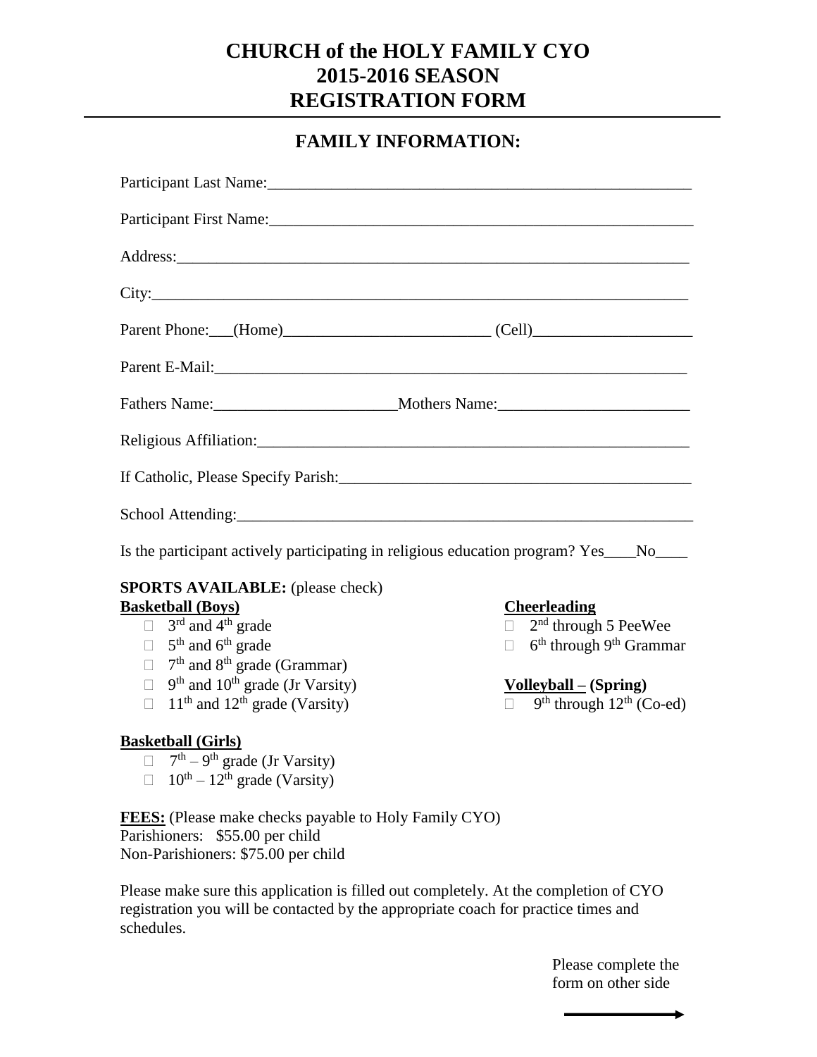# CHURCH of the HOLY FAMILY CYO
# 2015-2016 SEASON
# REGISTRATION FORM

## FAMILY INFORMATION:

Participant Last Name:\_\_\_\_\_\_\_\_\_\_\_\_\_\_\_\_\_\_\_\_\_\_\_\_\_\_\_\_\_\_\_\_\_\_\_\_\_\_\_\_\_\_\_\_\_\_\_\_\_\_\_\_

Participant First Name:\_\_\_\_\_\_\_\_\_\_\_\_\_\_\_\_\_\_\_\_\_\_\_\_\_\_\_\_\_\_\_\_\_\_\_\_\_\_\_\_\_\_\_\_\_\_\_\_\_\_\_\_

Address:\_\_\_\_\_\_\_\_\_\_\_\_\_\_\_\_\_\_\_\_\_\_\_\_\_\_\_\_\_\_\_\_\_\_\_\_\_\_\_\_\_\_\_\_\_\_\_\_\_\_\_\_\_\_\_\_\_\_\_\_\_\_

City:\_\_\_\_\_\_\_\_\_\_\_\_\_\_\_\_\_\_\_\_\_\_\_\_\_\_\_\_\_\_\_\_\_\_\_\_\_\_\_\_\_\_\_\_\_\_\_\_\_\_\_\_\_\_\_\_\_\_\_\_\_\_\_\_\_

Parent Phone:\_\_\_(Home)\_\_\_\_\_\_\_\_\_\_\_\_\_\_\_\_\_\_\_\_\_\_\_\_\_ (Cell)\_\_\_\_\_\_\_\_\_\_\_\_\_\_\_\_\_\_\_\_

Parent E-Mail:\_\_\_\_\_\_\_\_\_\_\_\_\_\_\_\_\_\_\_\_\_\_\_\_\_\_\_\_\_\_\_\_\_\_\_\_\_\_\_\_\_\_\_\_\_\_\_\_\_\_\_\_\_\_\_\_\_\_

Fathers Name:\_\_\_\_\_\_\_\_\_\_\_\_\_\_\_\_\_\_\_\_\_\_Mothers Name:\_\_\_\_\_\_\_\_\_\_\_\_\_\_\_\_\_\_\_\_\_\_\_\_

Religious Affiliation:\_\_\_\_\_\_\_\_\_\_\_\_\_\_\_\_\_\_\_\_\_\_\_\_\_\_\_\_\_\_\_\_\_\_\_\_\_\_\_\_\_\_\_\_\_\_\_\_\_\_\_\_\_\_

If Catholic, Please Specify Parish:\_\_\_\_\_\_\_\_\_\_\_\_\_\_\_\_\_\_\_\_\_\_\_\_\_\_\_\_\_\_\_\_\_\_\_\_\_\_\_\_\_\_\_\_

School Attending:\_\_\_\_\_\_\_\_\_\_\_\_\_\_\_\_\_\_\_\_\_\_\_\_\_\_\_\_\_\_\_\_\_\_\_\_\_\_\_\_\_\_\_\_\_\_\_\_\_\_\_\_\_\_\_\_

Is the participant actively participating in religious education program? Yes\_\_\_\_No\_\_\_\_

**SPORTS AVAILABLE:** (please check)

**Basketball (Boys)**

- ☐ 3rd and 4th grade
- ☐ 5th and 6th grade
- ☐ 7th and 8th grade (Grammar)
- ☐ 9th and 10th grade (Jr Varsity)
- ☐ 11th and 12th grade (Varsity)

**Basketball (Girls)**

- ☐ 7th – 9th grade (Jr Varsity)
- ☐ 10th – 12th grade (Varsity)

**Cheerleading**

- ☐ 2nd through 5 PeeWee
- ☐ 6th through 9th Grammar

**Volleyball – (Spring)**

- ☐ 9th through 12th (Co-ed)

**FEES:** (Please make checks payable to Holy Family CYO)
Parishioners: $55.00 per child
Non-Parishioners: $75.00 per child

Please make sure this application is filled out completely. At the completion of CYO registration you will be contacted by the appropriate coach for practice times and schedules.

Please complete the form on other side →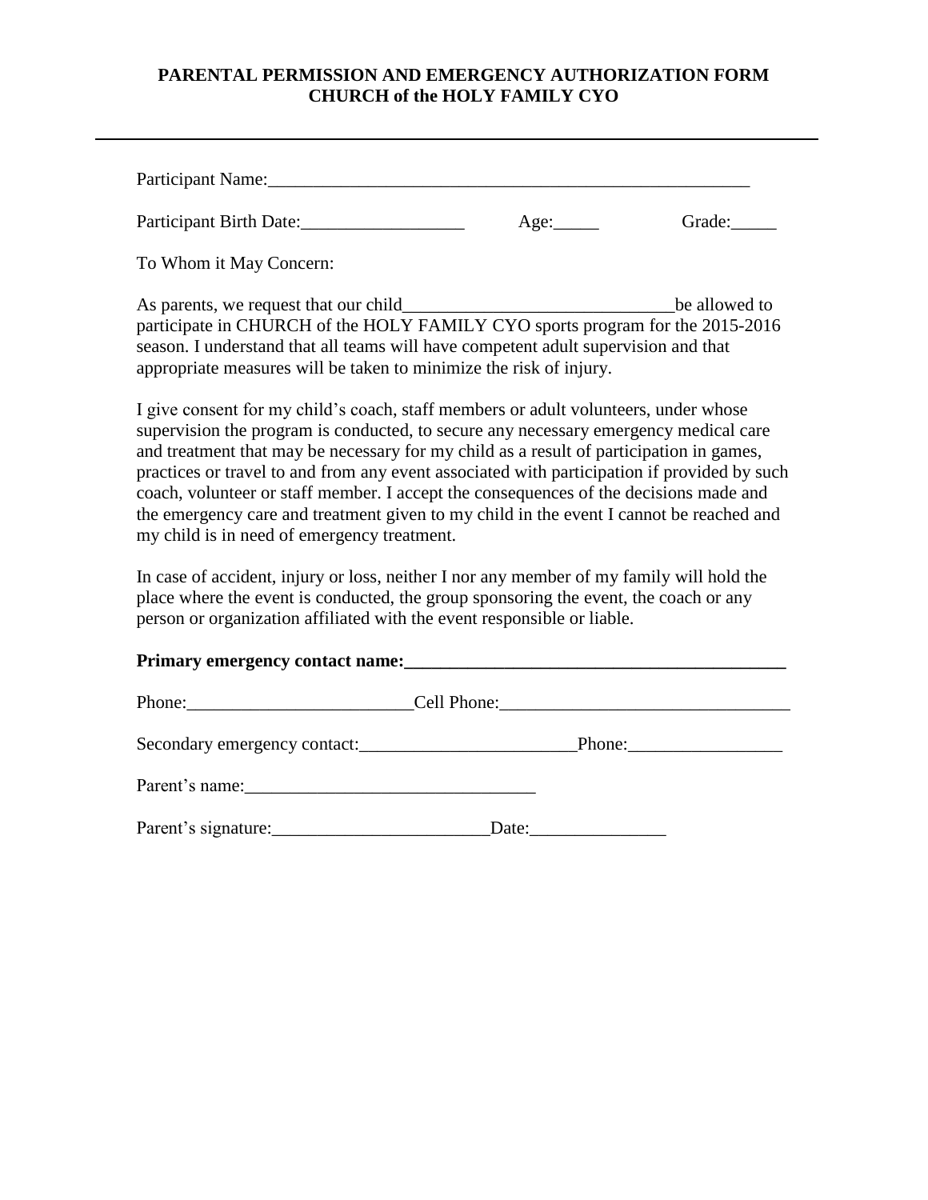**PARENTAL PERMISSION AND EMERGENCY AUTHORIZATION FORM**
**CHURCH of the HOLY FAMILY CYO**

---

Participant Name:_____________________________________________________

Participant Birth Date:__________________ Age:_____ Grade:_____

To Whom it May Concern:

As parents, we request that our child______________________________be allowed to participate in CHURCH of the HOLY FAMILY CYO sports program for the 2015-2016 season. I understand that all teams will have competent adult supervision and that appropriate measures will be taken to minimize the risk of injury.

I give consent for my child's coach, staff members or adult volunteers, under whose supervision the program is conducted, to secure any necessary emergency medical care and treatment that may be necessary for my child as a result of participation in games, practices or travel to and from any event associated with participation if provided by such coach, volunteer or staff member. I accept the consequences of the decisions made and the emergency care and treatment given to my child in the event I cannot be reached and my child is in need of emergency treatment.

In case of accident, injury or loss, neither I nor any member of my family will hold the place where the event is conducted, the group sponsoring the event, the coach or any person or organization affiliated with the event responsible or liable.

**Primary emergency contact name:___________________________________________**

Phone:_________________________Cell Phone:________________________________

Secondary emergency contact:_______________________Phone:_________________

Parent's name:________________________________

Parent's signature:_______________________Date:_______________